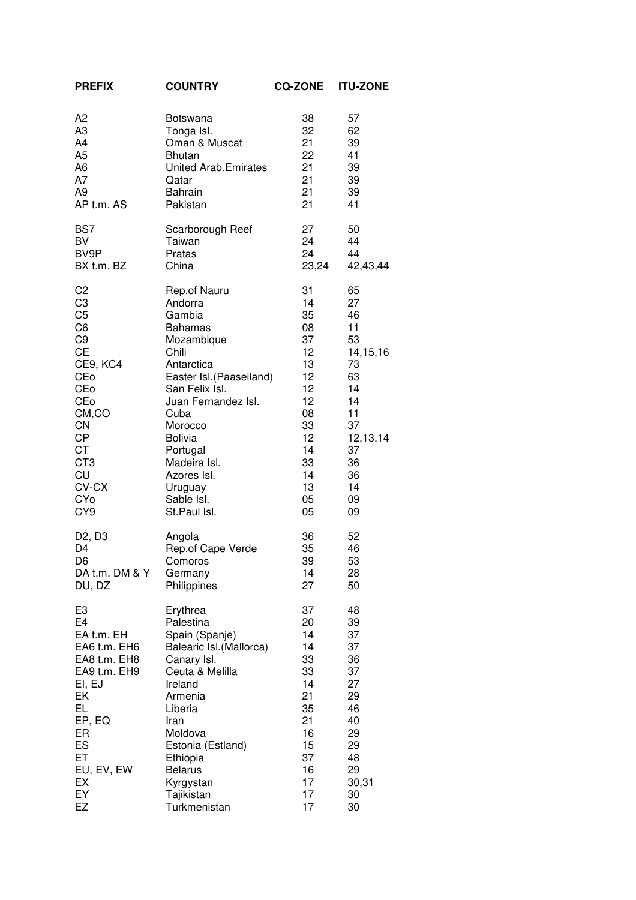| PREFIX | COUNTRY | CQ-ZONE | ITU-ZONE |
|---|---|---|---|
| A2 | Botswana | 38 | 57 |
| A3 | Tonga Isl. | 32 | 62 |
| A4 | Oman & Muscat | 21 | 39 |
| A5 | Bhutan | 22 | 41 |
| A6 | United Arab.Emirates | 21 | 39 |
| A7 | Qatar | 21 | 39 |
| A9 | Bahrain | 21 | 39 |
| AP t.m. AS | Pakistan | 21 | 41 |
| | | | |
| BS7 | Scarborough Reef | 27 | 50 |
| BV | Taiwan | 24 | 44 |
| BV9P | Pratas | 24 | 44 |
| BX t.m. BZ | China | 23,24 | 42,43,44 |
| | | | |
| C2 | Rep.of Nauru | 31 | 65 |
| C3 | Andorra | 14 | 27 |
| C5 | Gambia | 35 | 46 |
| C6 | Bahamas | 08 | 11 |
| C9 | Mozambique | 37 | 53 |
| CE | Chili | 12 | 14,15,16 |
| CE9, KC4 | Antarctica | 13 | 73 |
| CEo | Easter Isl.(Paaseiland) | 12 | 63 |
| CEo | San Felix Isl. | 12 | 14 |
| CEo | Juan Fernandez Isl. | 12 | 14 |
| CM,CO | Cuba | 08 | 11 |
| CN | Morocco | 33 | 37 |
| CP | Bolivia | 12 | 12,13,14 |
| CT | Portugal | 14 | 37 |
| CT3 | Madeira Isl. | 33 | 36 |
| CU | Azores Isl. | 14 | 36 |
| CV-CX | Uruguay | 13 | 14 |
| CYo | Sable Isl. | 05 | 09 |
| CY9 | St.Paul Isl. | 05 | 09 |
| | | | |
| D2, D3 | Angola | 36 | 52 |
| D4 | Rep.of Cape Verde | 35 | 46 |
| D6 | Comoros | 39 | 53 |
| DA t.m. DM & Y | Germany | 14 | 28 |
| DU, DZ | Philippines | 27 | 50 |
| | | | |
| E3 | Erythrea | 37 | 48 |
| E4 | Palestina | 20 | 39 |
| EA t.m. EH | Spain (Spanje) | 14 | 37 |
| EA6 t.m. EH6 | Balearic Isl.(Mallorca) | 14 | 37 |
| EA8 t.m. EH8 | Canary Isl. | 33 | 36 |
| EA9 t.m. EH9 | Ceuta & Melilla | 33 | 37 |
| EI, EJ | Ireland | 14 | 27 |
| EK | Armenia | 21 | 29 |
| EL | Liberia | 35 | 46 |
| EP, EQ | Iran | 21 | 40 |
| ER | Moldova | 16 | 29 |
| ES | Estonia (Estland) | 15 | 29 |
| ET | Ethiopia | 37 | 48 |
| EU, EV, EW | Belarus | 16 | 29 |
| EX | Kyrgystan | 17 | 30,31 |
| EY | Tajikistan | 17 | 30 |
| EZ | Turkmenistan | 17 | 30 |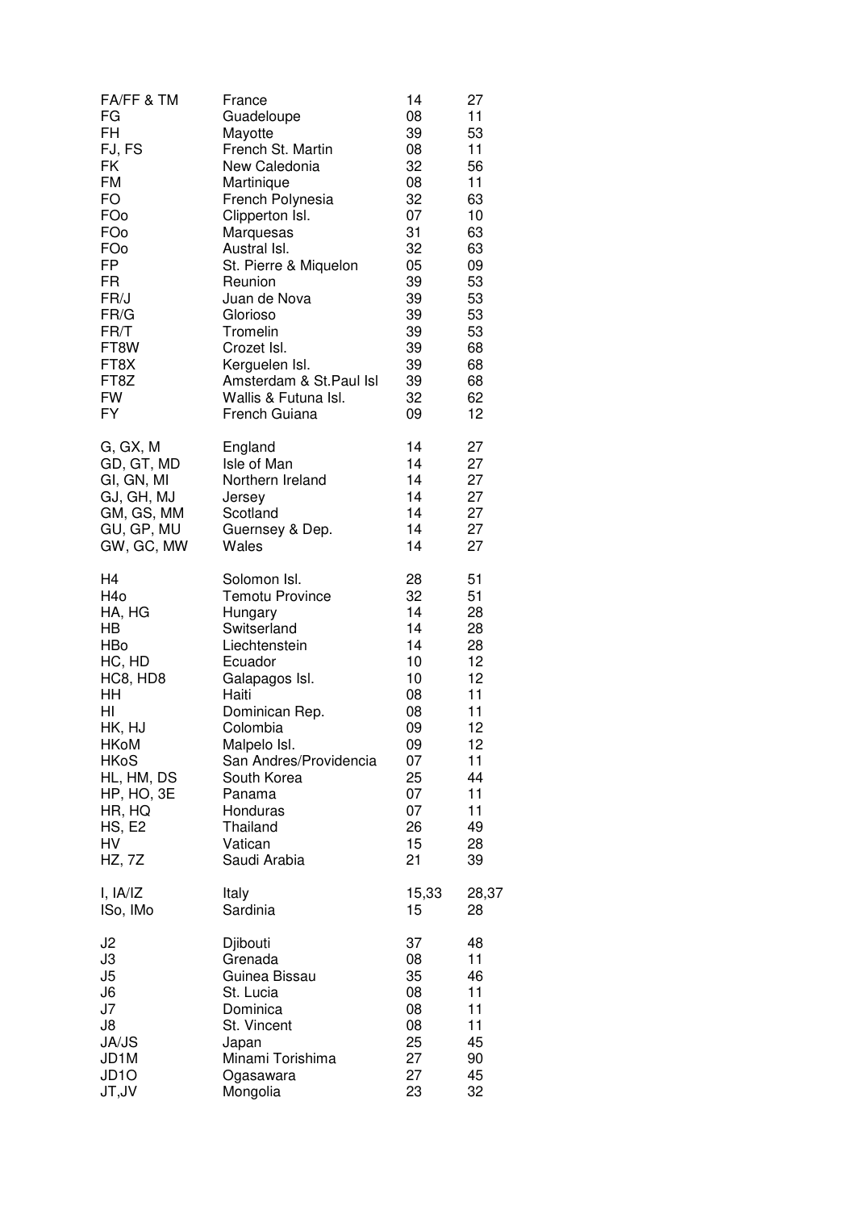| | | | |
|---|---|---|---|
| FA/FF & TM | France | 14 | 27 |
| FG | Guadeloupe | 08 | 11 |
| FH | Mayotte | 39 | 53 |
| FJ, FS | French St. Martin | 08 | 11 |
| FK | New Caledonia | 32 | 56 |
| FM | Martinique | 08 | 11 |
| FO | French Polynesia | 32 | 63 |
| FOo | Clipperton Isl. | 07 | 10 |
| FOo | Marquesas | 31 | 63 |
| FOo | Austral Isl. | 32 | 63 |
| FP | St. Pierre & Miquelon | 05 | 09 |
| FR | Reunion | 39 | 53 |
| FR/J | Juan de Nova | 39 | 53 |
| FR/G | Glorioso | 39 | 53 |
| FR/T | Tromelin | 39 | 53 |
| FT8W | Crozet Isl. | 39 | 68 |
| FT8X | Kerguelen Isl. | 39 | 68 |
| FT8Z | Amsterdam & St.Paul Isl | 39 | 68 |
| FW | Wallis & Futuna Isl. | 32 | 62 |
| FY | French Guiana | 09 | 12 |
| | | | |
| G, GX, M | England | 14 | 27 |
| GD, GT, MD | Isle of Man | 14 | 27 |
| GI, GN, MI | Northern Ireland | 14 | 27 |
| GJ, GH, MJ | Jersey | 14 | 27 |
| GM, GS, MM | Scotland | 14 | 27 |
| GU, GP, MU | Guernsey & Dep. | 14 | 27 |
| GW, GC, MW | Wales | 14 | 27 |
| | | | |
| H4 | Solomon Isl. | 28 | 51 |
| H4o | Temotu Province | 32 | 51 |
| HA, HG | Hungary | 14 | 28 |
| HB | Switserland | 14 | 28 |
| HBo | Liechtenstein | 14 | 28 |
| HC, HD | Ecuador | 10 | 12 |
| HC8, HD8 | Galapagos Isl. | 10 | 12 |
| HH | Haiti | 08 | 11 |
| HI | Dominican Rep. | 08 | 11 |
| HK, HJ | Colombia | 09 | 12 |
| HKoM | Malpelo Isl. | 09 | 12 |
| HKoS | San Andres/Providencia | 07 | 11 |
| HL, HM, DS | South Korea | 25 | 44 |
| HP, HO, 3E | Panama | 07 | 11 |
| HR, HQ | Honduras | 07 | 11 |
| HS, E2 | Thailand | 26 | 49 |
| HV | Vatican | 15 | 28 |
| HZ, 7Z | Saudi Arabia | 21 | 39 |
| | | | |
| I, IA/IZ | Italy | 15,33 | 28,37 |
| ISo, IMo | Sardinia | 15 | 28 |
| | | | |
| J2 | Djibouti | 37 | 48 |
| J3 | Grenada | 08 | 11 |
| J5 | Guinea Bissau | 35 | 46 |
| J6 | St. Lucia | 08 | 11 |
| J7 | Dominica | 08 | 11 |
| J8 | St. Vincent | 08 | 11 |
| JA/JS | Japan | 25 | 45 |
| JD1M | Minami Torishima | 27 | 90 |
| JD1O | Ogasawara | 27 | 45 |
| JT,JV | Mongolia | 23 | 32 |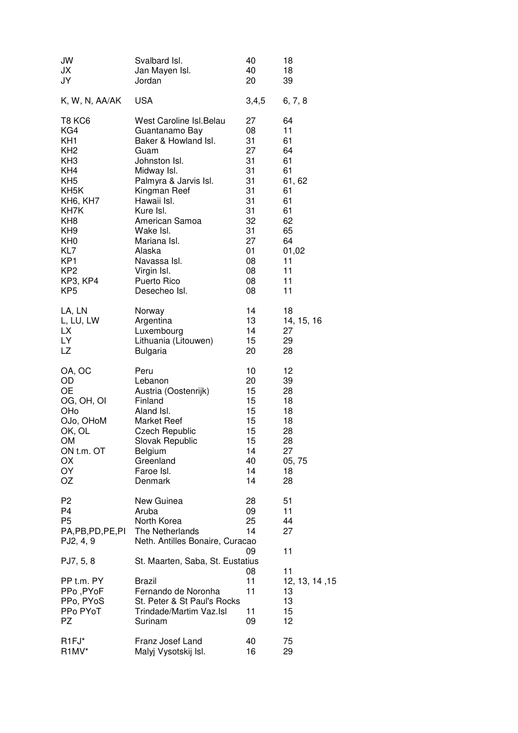| | | | |
|---|---|---|---|
| JW | Svalbard Isl. | 40 | 18 |
| JX | Jan Mayen Isl. | 40 | 18 |
| JY | Jordan | 20 | 39 |
| | | | |
| K, W, N, AA/AK | USA | 3,4,5 | 6, 7, 8 |
| | | | |
| T8 KC6 | West Caroline Isl.Belau | 27 | 64 |
| KG4 | Guantanamo Bay | 08 | 11 |
| KH1 | Baker & Howland Isl. | 31 | 61 |
| KH2 | Guam | 27 | 64 |
| KH3 | Johnston Isl. | 31 | 61 |
| KH4 | Midway Isl. | 31 | 61 |
| KH5 | Palmyra & Jarvis Isl. | 31 | 61, 62 |
| KH5K | Kingman Reef | 31 | 61 |
| KH6, KH7 | Hawaii Isl. | 31 | 61 |
| KH7K | Kure Isl. | 31 | 61 |
| KH8 | American Samoa | 32 | 62 |
| KH9 | Wake Isl. | 31 | 65 |
| KH0 | Mariana Isl. | 27 | 64 |
| KL7 | Alaska | 01 | 01,02 |
| KP1 | Navassa Isl. | 08 | 11 |
| KP2 | Virgin Isl. | 08 | 11 |
| KP3, KP4 | Puerto Rico | 08 | 11 |
| KP5 | Desecheo Isl. | 08 | 11 |
| | | | |
| LA, LN | Norway | 14 | 18 |
| L, LU, LW | Argentina | 13 | 14, 15, 16 |
| LX | Luxembourg | 14 | 27 |
| LY | Lithuania (Litouwen) | 15 | 29 |
| LZ | Bulgaria | 20 | 28 |
| | | | |
| OA, OC | Peru | 10 | 12 |
| OD | Lebanon | 20 | 39 |
| OE | Austria (Oostenrijk) | 15 | 28 |
| OG, OH, OI | Finland | 15 | 18 |
| OHo | Aland Isl. | 15 | 18 |
| OJo, OHoM | Market Reef | 15 | 18 |
| OK, OL | Czech Republic | 15 | 28 |
| OM | Slovak Republic | 15 | 28 |
| ON t.m. OT | Belgium | 14 | 27 |
| OX | Greenland | 40 | 05, 75 |
| OY | Faroe Isl. | 14 | 18 |
| OZ | Denmark | 14 | 28 |
| | | | |
| P2 | New Guinea | 28 | 51 |
| P4 | Aruba | 09 | 11 |
| P5 | North Korea | 25 | 44 |
| PA,PB,PD,PE,PI | The Netherlands | 14 | 27 |
| PJ2, 4, 9 | Neth. Antilles Bonaire, Curacao | 09 | 11 |
| PJ7, 5, 8 | St. Maarten, Saba, St. Eustatius | 08 | 11 |
| PP t.m. PY | Brazil | 11 | 12, 13, 14 ,15 |
| PPo ,PYoF | Fernando de Noronha | 11 | 13 |
| PPo, PYoS | St. Peter & St Paul's Rocks | | 13 |
| PPo PYoT | Trindade/Martim Vaz.Isl | 11 | 15 |
| PZ | Surinam | 09 | 12 |
| | | | |
| R1FJ* | Franz Josef Land | 40 | 75 |
| R1MV* | Malyj Vysotskij Isl. | 16 | 29 |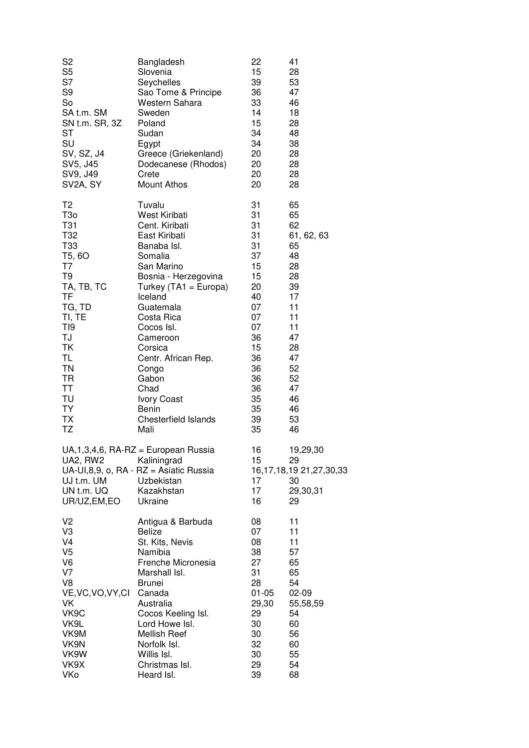| | | | |
|---|---|---|---|
| S2 | Bangladesh | 22 | 41 |
| S5 | Slovenia | 15 | 28 |
| S7 | Seychelles | 39 | 53 |
| S9 | Sao Tome & Principe | 36 | 47 |
| So | Western Sahara | 33 | 46 |
| SA t.m. SM | Sweden | 14 | 18 |
| SN t.m. SR, 3Z | Poland | 15 | 28 |
| ST | Sudan | 34 | 48 |
| SU | Egypt | 34 | 38 |
| SV, SZ, J4 | Greece (Griekenland) | 20 | 28 |
| SV5, J45 | Dodecanese (Rhodos) | 20 | 28 |
| SV9, J49 | Crete | 20 | 28 |
| SV2A, SY | Mount Athos | 20 | 28 |
| | | | |
| T2 | Tuvalu | 31 | 65 |
| T3o | West Kiribati | 31 | 65 |
| T31 | Cent. Kiribati | 31 | 62 |
| T32 | East Kiribati | 31 | 61, 62, 63 |
| T33 | Banaba Isl. | 31 | 65 |
| T5, 6O | Somalia | 37 | 48 |
| T7 | San Marino | 15 | 28 |
| T9 | Bosnia - Herzegovina | 15 | 28 |
| TA, TB, TC | Turkey (TA1 = Europa) | 20 | 39 |
| TF | Iceland | 40 | 17 |
| TG, TD | Guatemala | 07 | 11 |
| TI, TE | Costa Rica | 07 | 11 |
| TI9 | Cocos Isl. | 07 | 11 |
| TJ | Cameroon | 36 | 47 |
| TK | Corsica | 15 | 28 |
| TL | Centr. African Rep. | 36 | 47 |
| TN | Congo | 36 | 52 |
| TR | Gabon | 36 | 52 |
| TT | Chad | 36 | 47 |
| TU | Ivory Coast | 35 | 46 |
| TY | Benin | 35 | 46 |
| TX | Chesterfield Islands | 39 | 53 |
| TZ | Mali | 35 | 46 |
| | | | |
| UA,1,3,4,6, RA-RZ = European Russia | | 16 | 19,29,30 |
| UA2, RW2 | Kaliningrad | 15 | 29 |
| UA-UI,8,9, o, RA - RZ = Asiatic Russia | | 16,17,18,19 | 21,27,30,33 |
| UJ t.m. UM | Uzbekistan | 17 | 30 |
| UN t.m. UQ | Kazakhstan | 17 | 29,30,31 |
| UR/UZ,EM,EO | Ukraine | 16 | 29 |
| | | | |
| V2 | Antigua & Barbuda | 08 | 11 |
| V3 | Belize | 07 | 11 |
| V4 | St. Kits, Nevis | 08 | 11 |
| V5 | Namibia | 38 | 57 |
| V6 | Frenche Micronesia | 27 | 65 |
| V7 | Marshall Isl. | 31 | 65 |
| V8 | Brunei | 28 | 54 |
| VE,VC,VO,VY,CI | Canada | 01-05 | 02-09 |
| VK | Australia | 29,30 | 55,58,59 |
| VK9C | Cocos Keeling Isl. | 29 | 54 |
| VK9L | Lord Howe Isl. | 30 | 60 |
| VK9M | Mellish Reef | 30 | 56 |
| VK9N | Norfolk Isl. | 32 | 60 |
| VK9W | Willis Isl. | 30 | 55 |
| VK9X | Christmas Isl. | 29 | 54 |
| VKo | Heard Isl. | 39 | 68 |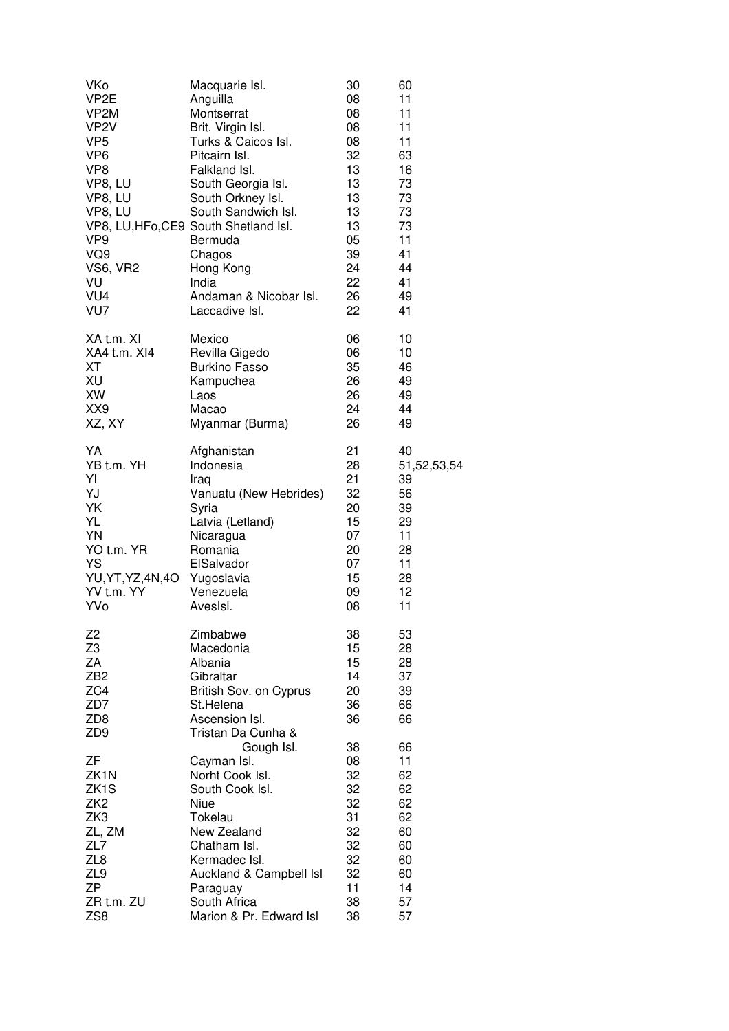| | | | |
|---|---|---|---|
| VKo | Macquarie Isl. | 30 | 60 |
| VP2E | Anguilla | 08 | 11 |
| VP2M | Montserrat | 08 | 11 |
| VP2V | Brit. Virgin Isl. | 08 | 11 |
| VP5 | Turks & Caicos Isl. | 08 | 11 |
| VP6 | Pitcairn Isl. | 32 | 63 |
| VP8 | Falkland Isl. | 13 | 16 |
| VP8, LU | South Georgia Isl. | 13 | 73 |
| VP8, LU | South Orkney Isl. | 13 | 73 |
| VP8, LU | South Sandwich Isl. | 13 | 73 |
| VP8, LU,HFo,CE9 | South Shetland Isl. | 13 | 73 |
| VP9 | Bermuda | 05 | 11 |
| VQ9 | Chagos | 39 | 41 |
| VS6, VR2 | Hong Kong | 24 | 44 |
| VU | India | 22 | 41 |
| VU4 | Andaman & Nicobar Isl. | 26 | 49 |
| VU7 | Laccadive Isl. | 22 | 41 |
| | | | |
| XA t.m. XI | Mexico | 06 | 10 |
| XA4 t.m. XI4 | Revilla Gigedo | 06 | 10 |
| XT | Burkino Fasso | 35 | 46 |
| XU | Kampuchea | 26 | 49 |
| XW | Laos | 26 | 49 |
| XX9 | Macao | 24 | 44 |
| XZ, XY | Myanmar (Burma) | 26 | 49 |
| | | | |
| YA | Afghanistan | 21 | 40 |
| YB t.m. YH | Indonesia | 28 | 51,52,53,54 |
| YI | Iraq | 21 | 39 |
| YJ | Vanuatu (New Hebrides) | 32 | 56 |
| YK | Syria | 20 | 39 |
| YL | Latvia (Letland) | 15 | 29 |
| YN | Nicaragua | 07 | 11 |
| YO t.m. YR | Romania | 20 | 28 |
| YS | ElSalvador | 07 | 11 |
| YU,YT,YZ,4N,4O | Yugoslavia | 15 | 28 |
| YV t.m. YY | Venezuela | 09 | 12 |
| YVo | AvesIsl. | 08 | 11 |
| | | | |
| Z2 | Zimbabwe | 38 | 53 |
| Z3 | Macedonia | 15 | 28 |
| ZA | Albania | 15 | 28 |
| ZB2 | Gibraltar | 14 | 37 |
| ZC4 | British Sov. on Cyprus | 20 | 39 |
| ZD7 | St.Helena | 36 | 66 |
| ZD8 | Ascension Isl. | 36 | 66 |
| ZD9 | Tristan Da Cunha & Gough Isl. | 38 | 66 |
| ZF | Cayman Isl. | 08 | 11 |
| ZK1N | Norht Cook Isl. | 32 | 62 |
| ZK1S | South Cook Isl. | 32 | 62 |
| ZK2 | Niue | 32 | 62 |
| ZK3 | Tokelau | 31 | 62 |
| ZL, ZM | New Zealand | 32 | 60 |
| ZL7 | Chatham Isl. | 32 | 60 |
| ZL8 | Kermadec Isl. | 32 | 60 |
| ZL9 | Auckland & Campbell Isl | 32 | 60 |
| ZP | Paraguay | 11 | 14 |
| ZR t.m. ZU | South Africa | 38 | 57 |
| ZS8 | Marion & Pr. Edward Isl | 38 | 57 |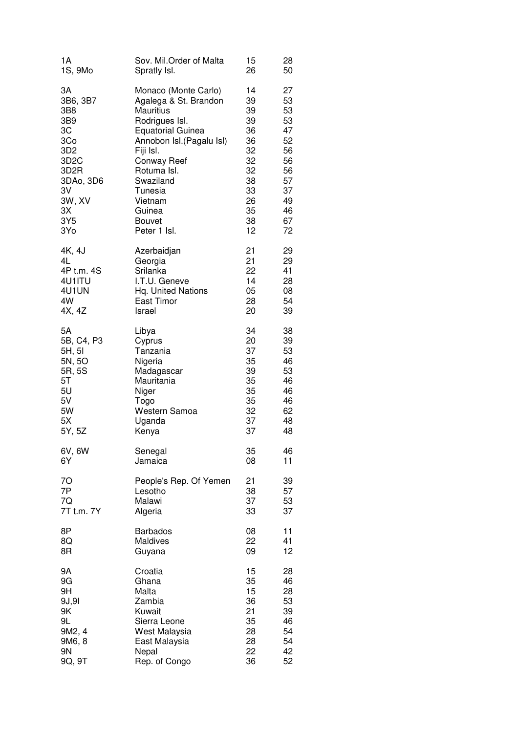| | | | |
|---|---|---|---|
| 1A | Sov. Mil.Order of Malta | 15 | 28 |
| 1S, 9Mo | Spratly Isl. | 26 | 50 |
| | | | |
| 3A | Monaco (Monte Carlo) | 14 | 27 |
| 3B6, 3B7 | Agalega & St. Brandon | 39 | 53 |
| 3B8 | Mauritius | 39 | 53 |
| 3B9 | Rodrigues Isl. | 39 | 53 |
| 3C | Equatorial Guinea | 36 | 47 |
| 3Co | Annobon Isl.(Pagalu Isl) | 36 | 52 |
| 3D2 | Fiji Isl. | 32 | 56 |
| 3D2C | Conway Reef | 32 | 56 |
| 3D2R | Rotuma Isl. | 32 | 56 |
| 3DAo, 3D6 | Swaziland | 38 | 57 |
| 3V | Tunesia | 33 | 37 |
| 3W, XV | Vietnam | 26 | 49 |
| 3X | Guinea | 35 | 46 |
| 3Y5 | Bouvet | 38 | 67 |
| 3Yo | Peter 1 Isl. | 12 | 72 |
| | | | |
| 4K, 4J | Azerbaidjan | 21 | 29 |
| 4L | Georgia | 21 | 29 |
| 4P t.m. 4S | Srilanka | 22 | 41 |
| 4U1ITU | I.T.U. Geneve | 14 | 28 |
| 4U1UN | Hq. United Nations | 05 | 08 |
| 4W | East Timor | 28 | 54 |
| 4X, 4Z | Israel | 20 | 39 |
| | | | |
| 5A | Libya | 34 | 38 |
| 5B, C4, P3 | Cyprus | 20 | 39 |
| 5H, 5I | Tanzania | 37 | 53 |
| 5N, 5O | Nigeria | 35 | 46 |
| 5R, 5S | Madagascar | 39 | 53 |
| 5T | Mauritania | 35 | 46 |
| 5U | Niger | 35 | 46 |
| 5V | Togo | 35 | 46 |
| 5W | Western Samoa | 32 | 62 |
| 5X | Uganda | 37 | 48 |
| 5Y, 5Z | Kenya | 37 | 48 |
| | | | |
| 6V, 6W | Senegal | 35 | 46 |
| 6Y | Jamaica | 08 | 11 |
| | | | |
| 7O | People's Rep. Of Yemen | 21 | 39 |
| 7P | Lesotho | 38 | 57 |
| 7Q | Malawi | 37 | 53 |
| 7T t.m. 7Y | Algeria | 33 | 37 |
| | | | |
| 8P | Barbados | 08 | 11 |
| 8Q | Maldives | 22 | 41 |
| 8R | Guyana | 09 | 12 |
| | | | |
| 9A | Croatia | 15 | 28 |
| 9G | Ghana | 35 | 46 |
| 9H | Malta | 15 | 28 |
| 9J,9I | Zambia | 36 | 53 |
| 9K | Kuwait | 21 | 39 |
| 9L | Sierra Leone | 35 | 46 |
| 9M2, 4 | West Malaysia | 28 | 54 |
| 9M6, 8 | East Malaysia | 28 | 54 |
| 9N | Nepal | 22 | 42 |
| 9Q, 9T | Rep. of Congo | 36 | 52 |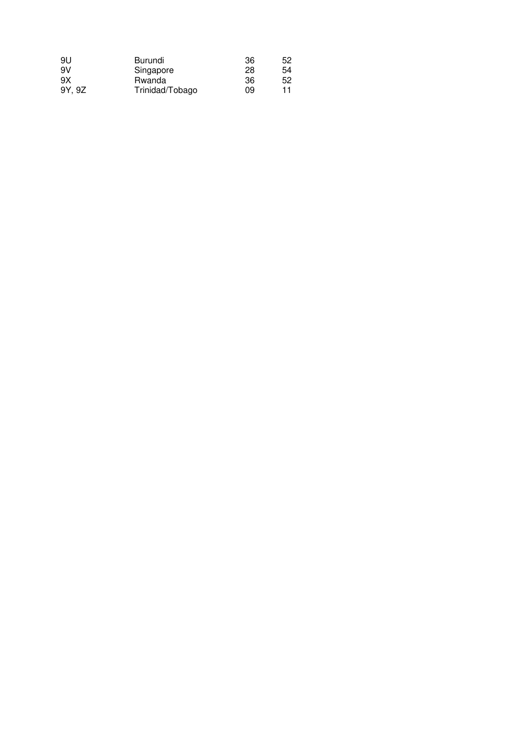| | | | |
|---|---|---|---|
| 9U | Burundi | 36 | 52 |
| 9V | Singapore | 28 | 54 |
| 9X | Rwanda | 36 | 52 |
| 9Y, 9Z | Trinidad/Tobago | 09 | 11 |